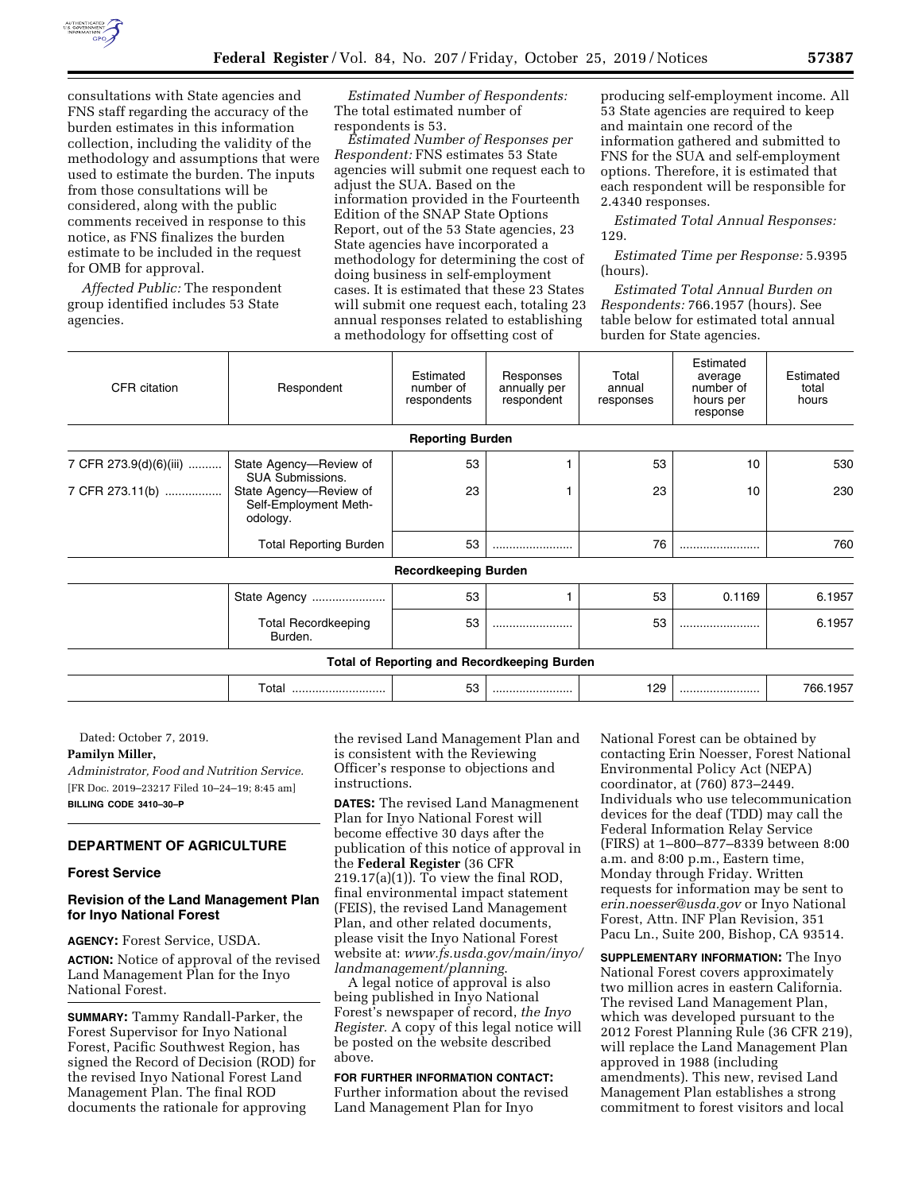consultations with State agencies and FNS staff regarding the accuracy of the burden estimates in this information collection, including the validity of the methodology and assumptions that were used to estimate the burden. The inputs from those consultations will be considered, along with the public comments received in response to this notice, as FNS finalizes the burden estimate to be included in the request for OMB for approval.

*Affected Public:* The respondent group identified includes 53 State agencies.

*Estimated Number of Respondents:* The total estimated number of respondents is 53.

*Estimated Number of Responses per Respondent:* FNS estimates 53 State agencies will submit one request each to adjust the SUA. Based on the information provided in the Fourteenth Edition of the SNAP State Options Report, out of the 53 State agencies, 23 State agencies have incorporated a methodology for determining the cost of doing business in self-employment cases. It is estimated that these 23 States will submit one request each, totaling 23 annual responses related to establishing a methodology for offsetting cost of producing self-employment income. All 53 State agencies are required to keep and maintain one record of the information gathered and submitted to FNS for the SUA and self-employment options. Therefore, it is estimated that each respondent will be responsible for 2.4340 responses.

*Estimated Total Annual Responses:* 129.

*Estimated Time per Response:* 5.9395 (hours).

*Estimated Total Annual Burden on Respondents:* 766.1957 (hours). See table below for estimated total annual burden for State agencies.

| CFR citation | Respondent | Estimated number of respondents | Responses annually per respondent | Total annual responses | Estimated average number of hours per response | Estimated total hours |
|---|---|---|---|---|---|---|
| **Reporting Burden** | | | | | | |
| 7 CFR 273.9(d)(6)(iii) | State Agency—Review of SUA Submissions. | 53 | 1 | 53 | 10 | 530 |
| 7 CFR 273.11(b) | State Agency—Review of Self-Employment Methodology. | 23 | 1 | 23 | 10 | 230 |
| | Total Reporting Burden | 53 | | 76 | | 760 |
| **Recordkeeping Burden** | | | | | | |
| | State Agency | 53 | 1 | 53 | 0.1169 | 6.1957 |
| | Total Recordkeeping Burden. | 53 | | 53 | | 6.1957 |
| **Total of Reporting and Recordkeeping Burden** | | | | | | |
| | Total | 53 | | 129 | | 766.1957 |

Dated: October 7, 2019.

**Pamilyn Miller,**

*Administrator, Food and Nutrition Service.*

[FR Doc. 2019–23217 Filed 10–24–19; 8:45 am]

**BILLING CODE 3410–30–P**

## DEPARTMENT OF AGRICULTURE

### Forest Service

### Revision of the Land Management Plan for Inyo National Forest

**AGENCY:** Forest Service, USDA.

**ACTION:** Notice of approval of the revised Land Management Plan for the Inyo National Forest.

**SUMMARY:** Tammy Randall-Parker, the Forest Supervisor for Inyo National Forest, Pacific Southwest Region, has signed the Record of Decision (ROD) for the revised Inyo National Forest Land Management Plan. The final ROD documents the rationale for approving the revised Land Management Plan and is consistent with the Reviewing Officer's response to objections and instructions.

**DATES:** The revised Land Managmenent Plan for Inyo National Forest will become effective 30 days after the publication of this notice of approval in the **Federal Register** (36 CFR 219.17(a)(1)). To view the final ROD, final environmental impact statement (FEIS), the revised Land Management Plan, and other related documents, please visit the Inyo National Forest website at: *www.fs.usda.gov/main/inyo/landmanagement/planning*.

A legal notice of approval is also being published in Inyo National Forest's newspaper of record, *the Inyo Register.* A copy of this legal notice will be posted on the website described above.

**FOR FURTHER INFORMATION CONTACT:** Further information about the revised Land Management Plan for Inyo National Forest can be obtained by contacting Erin Noesser, Forest National Environmental Policy Act (NEPA) coordinator, at (760) 873–2449. Individuals who use telecommunication devices for the deaf (TDD) may call the Federal Information Relay Service (FIRS) at 1–800–877–8339 between 8:00 a.m. and 8:00 p.m., Eastern time, Monday through Friday. Written requests for information may be sent to *erin.noesser@usda.gov* or Inyo National Forest, Attn. INF Plan Revision, 351 Pacu Ln., Suite 200, Bishop, CA 93514.

**SUPPLEMENTARY INFORMATION:** The Inyo National Forest covers approximately two million acres in eastern California. The revised Land Management Plan, which was developed pursuant to the 2012 Forest Planning Rule (36 CFR 219), will replace the Land Management Plan approved in 1988 (including amendments). This new, revised Land Management Plan establishes a strong commitment to forest visitors and local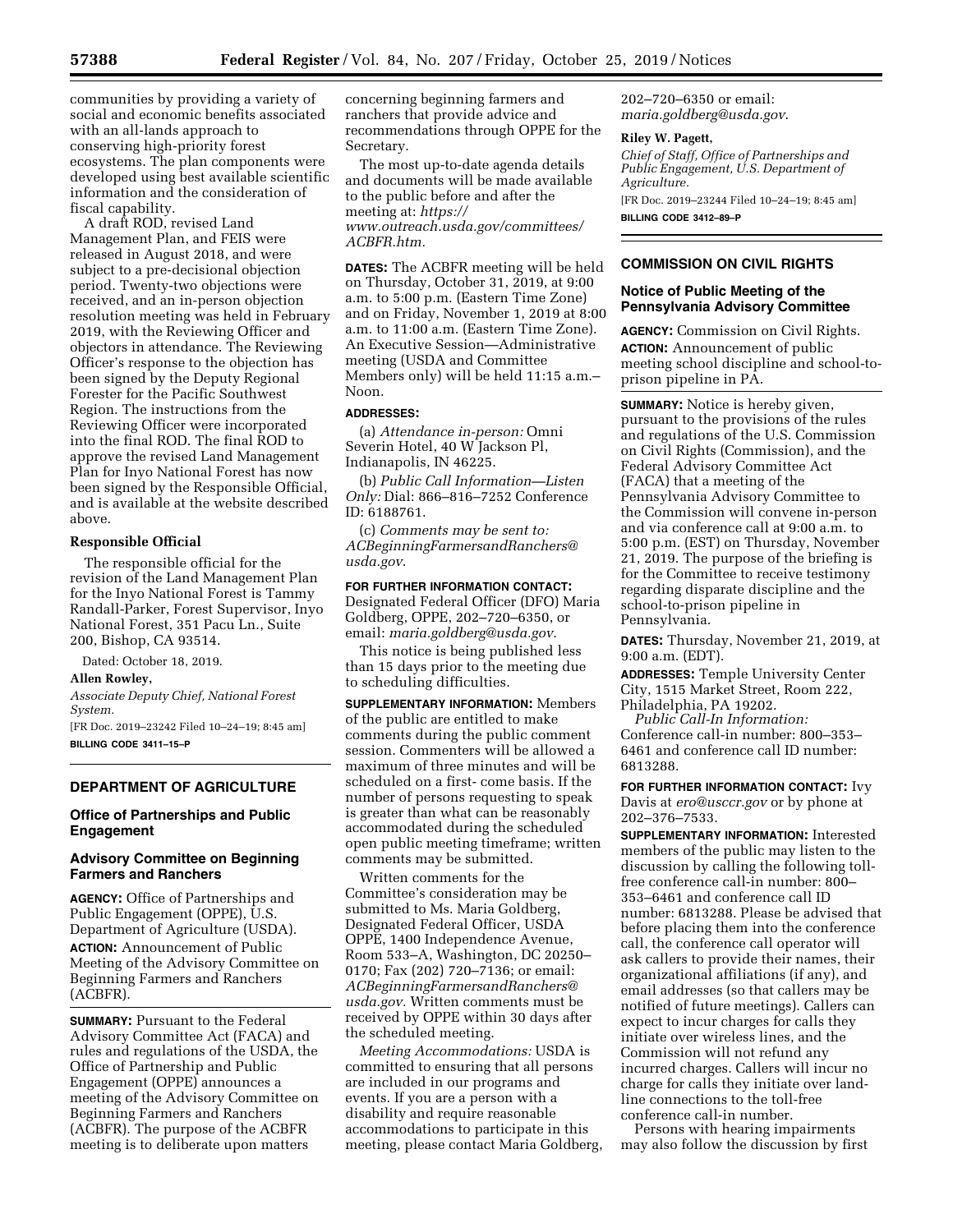communities by providing a variety of social and economic benefits associated with an all-lands approach to conserving high-priority forest ecosystems. The plan components were developed using best available scientific information and the consideration of fiscal capability.

A draft ROD, revised Land Management Plan, and FEIS were released in August 2018, and were subject to a pre-decisional objection period. Twenty-two objections were received, and an in-person objection resolution meeting was held in February 2019, with the Reviewing Officer and objectors in attendance. The Reviewing Officer's response to the objection has been signed by the Deputy Regional Forester for the Pacific Southwest Region. The instructions from the Reviewing Officer were incorporated into the final ROD. The final ROD to approve the revised Land Management Plan for Inyo National Forest has now been signed by the Responsible Official, and is available at the website described above.

### Responsible Official

The responsible official for the revision of the Land Management Plan for the Inyo National Forest is Tammy Randall-Parker, Forest Supervisor, Inyo National Forest, 351 Pacu Ln., Suite 200, Bishop, CA 93514.

Dated: October 18, 2019.

**Allen Rowley,**

*Associate Deputy Chief, National Forest System.*

[FR Doc. 2019–23242 Filed 10–24–19; 8:45 am]

**BILLING CODE 3411–15–P**

## DEPARTMENT OF AGRICULTURE

### Office of Partnerships and Public Engagement

### Advisory Committee on Beginning Farmers and Ranchers

**AGENCY:** Office of Partnerships and Public Engagement (OPPE), U.S. Department of Agriculture (USDA).

**ACTION:** Announcement of Public Meeting of the Advisory Committee on Beginning Farmers and Ranchers (ACBFR).

**SUMMARY:** Pursuant to the Federal Advisory Committee Act (FACA) and rules and regulations of the USDA, the Office of Partnership and Public Engagement (OPPE) announces a meeting of the Advisory Committee on Beginning Farmers and Ranchers (ACBFR). The purpose of the ACBFR meeting is to deliberate upon matters concerning beginning farmers and ranchers that provide advice and recommendations through OPPE for the Secretary.

The most up-to-date agenda details and documents will be made available to the public before and after the meeting at: *https://www.outreach.usda.gov/committees/ACBFR.htm.*

**DATES:** The ACBFR meeting will be held on Thursday, October 31, 2019, at 9:00 a.m. to 5:00 p.m. (Eastern Time Zone) and on Friday, November 1, 2019 at 8:00 a.m. to 11:00 a.m. (Eastern Time Zone). An Executive Session—Administrative meeting (USDA and Committee Members only) will be held 11:15 a.m.–Noon.

**ADDRESSES:**

(a) *Attendance in-person:* Omni Severin Hotel, 40 W Jackson Pl, Indianapolis, IN 46225.

(b) *Public Call Information—Listen Only:* Dial: 866–816–7252 Conference ID: 6188761.

(c) *Comments may be sent to: ACBeginningFarmersandRanchers@usda.gov.*

**FOR FURTHER INFORMATION CONTACT:** Designated Federal Officer (DFO) Maria Goldberg, OPPE, 202–720–6350, or email: *maria.goldberg@usda.gov.*

This notice is being published less than 15 days prior to the meeting due to scheduling difficulties.

**SUPPLEMENTARY INFORMATION:** Members of the public are entitled to make comments during the public comment session. Commenters will be allowed a maximum of three minutes and will be scheduled on a first- come basis. If the number of persons requesting to speak is greater than what can be reasonably accommodated during the scheduled open public meeting timeframe; written comments may be submitted.

Written comments for the Committee's consideration may be submitted to Ms. Maria Goldberg, Designated Federal Officer, USDA OPPE, 1400 Independence Avenue, Room 533–A, Washington, DC 20250–0170; Fax (202) 720–7136; or email: *ACBeginningFarmersandRanchers@usda.gov.* Written comments must be received by OPPE within 30 days after the scheduled meeting.

*Meeting Accommodations:* USDA is committed to ensuring that all persons are included in our programs and events. If you are a person with a disability and require reasonable accommodations to participate in this meeting, please contact Maria Goldberg, 202–720–6350 or email: *maria.goldberg@usda.gov.*

**Riley W. Pagett,**

*Chief of Staff, Office of Partnerships and Public Engagement, U.S. Department of Agriculture.*

[FR Doc. 2019–23244 Filed 10–24–19; 8:45 am]

**BILLING CODE 3412–89–P**

## COMMISSION ON CIVIL RIGHTS

### Notice of Public Meeting of the Pennsylvania Advisory Committee

**AGENCY:** Commission on Civil Rights.

**ACTION:** Announcement of public meeting school discipline and school-to-prison pipeline in PA.

**SUMMARY:** Notice is hereby given, pursuant to the provisions of the rules and regulations of the U.S. Commission on Civil Rights (Commission), and the Federal Advisory Committee Act (FACA) that a meeting of the Pennsylvania Advisory Committee to the Commission will convene in-person and via conference call at 9:00 a.m. to 5:00 p.m. (EST) on Thursday, November 21, 2019. The purpose of the briefing is for the Committee to receive testimony regarding disparate discipline and the school-to-prison pipeline in Pennsylvania.

**DATES:** Thursday, November 21, 2019, at 9:00 a.m. (EDT).

**ADDRESSES:** Temple University Center City, 1515 Market Street, Room 222, Philadelphia, PA 19202.

*Public Call-In Information:* Conference call-in number: 800–353–6461 and conference call ID number: 6813288.

**FOR FURTHER INFORMATION CONTACT:** Ivy Davis at *ero@usccr.gov* or by phone at 202–376–7533.

**SUPPLEMENTARY INFORMATION:** Interested members of the public may listen to the discussion by calling the following toll-free conference call-in number: 800–353–6461 and conference call ID number: 6813288. Please be advised that before placing them into the conference call, the conference call operator will ask callers to provide their names, their organizational affiliations (if any), and email addresses (so that callers may be notified of future meetings). Callers can expect to incur charges for calls they initiate over wireless lines, and the Commission will not refund any incurred charges. Callers will incur no charge for calls they initiate over land-line connections to the toll-free conference call-in number.

Persons with hearing impairments may also follow the discussion by first